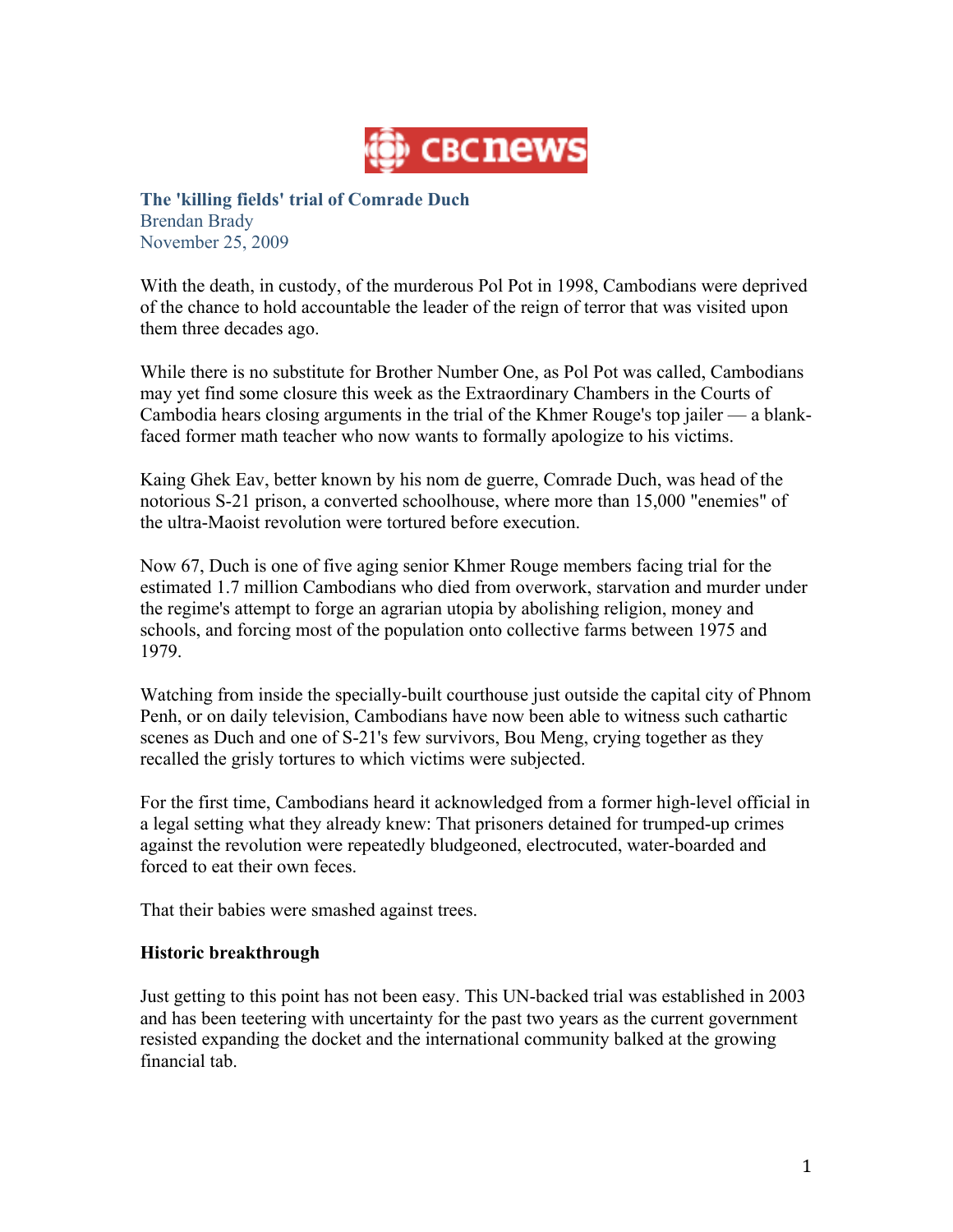CBC news

**The 'killing fields' trial of Comrade Duch**
Brendan Brady
November 25, 2009

With the death, in custody, of the murderous Pol Pot in 1998, Cambodians were deprived of the chance to hold accountable the leader of the reign of terror that was visited upon them three decades ago.

While there is no substitute for Brother Number One, as Pol Pot was called, Cambodians may yet find some closure this week as the Extraordinary Chambers in the Courts of Cambodia hears closing arguments in the trial of the Khmer Rouge's top jailer — a blank-faced former math teacher who now wants to formally apologize to his victims.

Kaing Ghek Eav, better known by his nom de guerre, Comrade Duch, was head of the notorious S-21 prison, a converted schoolhouse, where more than 15,000 "enemies" of the ultra-Maoist revolution were tortured before execution.

Now 67, Duch is one of five aging senior Khmer Rouge members facing trial for the estimated 1.7 million Cambodians who died from overwork, starvation and murder under the regime's attempt to forge an agrarian utopia by abolishing religion, money and schools, and forcing most of the population onto collective farms between 1975 and 1979.

Watching from inside the specially-built courthouse just outside the capital city of Phnom Penh, or on daily television, Cambodians have now been able to witness such cathartic scenes as Duch and one of S-21's few survivors, Bou Meng, crying together as they recalled the grisly tortures to which victims were subjected.

For the first time, Cambodians heard it acknowledged from a former high-level official in a legal setting what they already knew: That prisoners detained for trumped-up crimes against the revolution were repeatedly bludgeoned, electrocuted, water-boarded and forced to eat their own feces.

That their babies were smashed against trees.

**Historic breakthrough**

Just getting to this point has not been easy. This UN-backed trial was established in 2003 and has been teetering with uncertainty for the past two years as the current government resisted expanding the docket and the international community balked at the growing financial tab.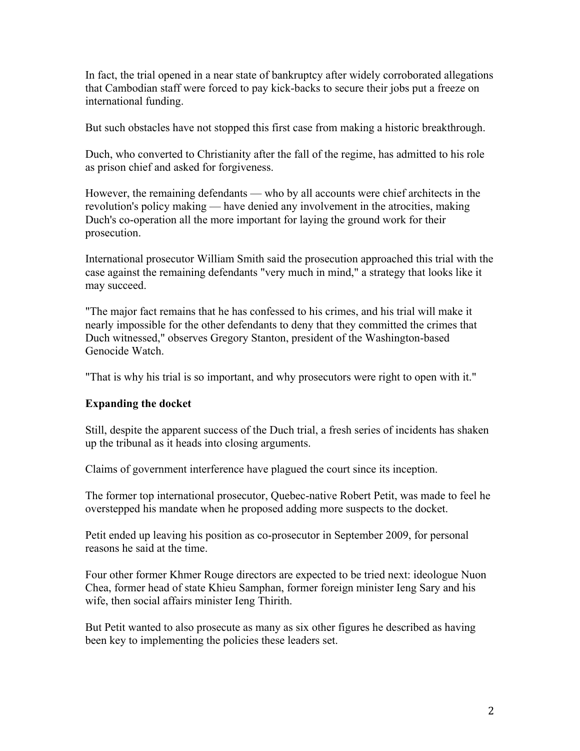In fact, the trial opened in a near state of bankruptcy after widely corroborated allegations that Cambodian staff were forced to pay kick-backs to secure their jobs put a freeze on international funding.

But such obstacles have not stopped this first case from making a historic breakthrough.

Duch, who converted to Christianity after the fall of the regime, has admitted to his role as prison chief and asked for forgiveness.

However, the remaining defendants — who by all accounts were chief architects in the revolution's policy making — have denied any involvement in the atrocities, making Duch's co-operation all the more important for laying the ground work for their prosecution.

International prosecutor William Smith said the prosecution approached this trial with the case against the remaining defendants "very much in mind," a strategy that looks like it may succeed.

"The major fact remains that he has confessed to his crimes, and his trial will make it nearly impossible for the other defendants to deny that they committed the crimes that Duch witnessed," observes Gregory Stanton, president of the Washington-based Genocide Watch.

"That is why his trial is so important, and why prosecutors were right to open with it."

**Expanding the docket**

Still, despite the apparent success of the Duch trial, a fresh series of incidents has shaken up the tribunal as it heads into closing arguments.

Claims of government interference have plagued the court since its inception.

The former top international prosecutor, Quebec-native Robert Petit, was made to feel he overstepped his mandate when he proposed adding more suspects to the docket.

Petit ended up leaving his position as co-prosecutor in September 2009, for personal reasons he said at the time.

Four other former Khmer Rouge directors are expected to be tried next: ideologue Nuon Chea, former head of state Khieu Samphan, former foreign minister Ieng Sary and his wife, then social affairs minister Ieng Thirith.

But Petit wanted to also prosecute as many as six other figures he described as having been key to implementing the policies these leaders set.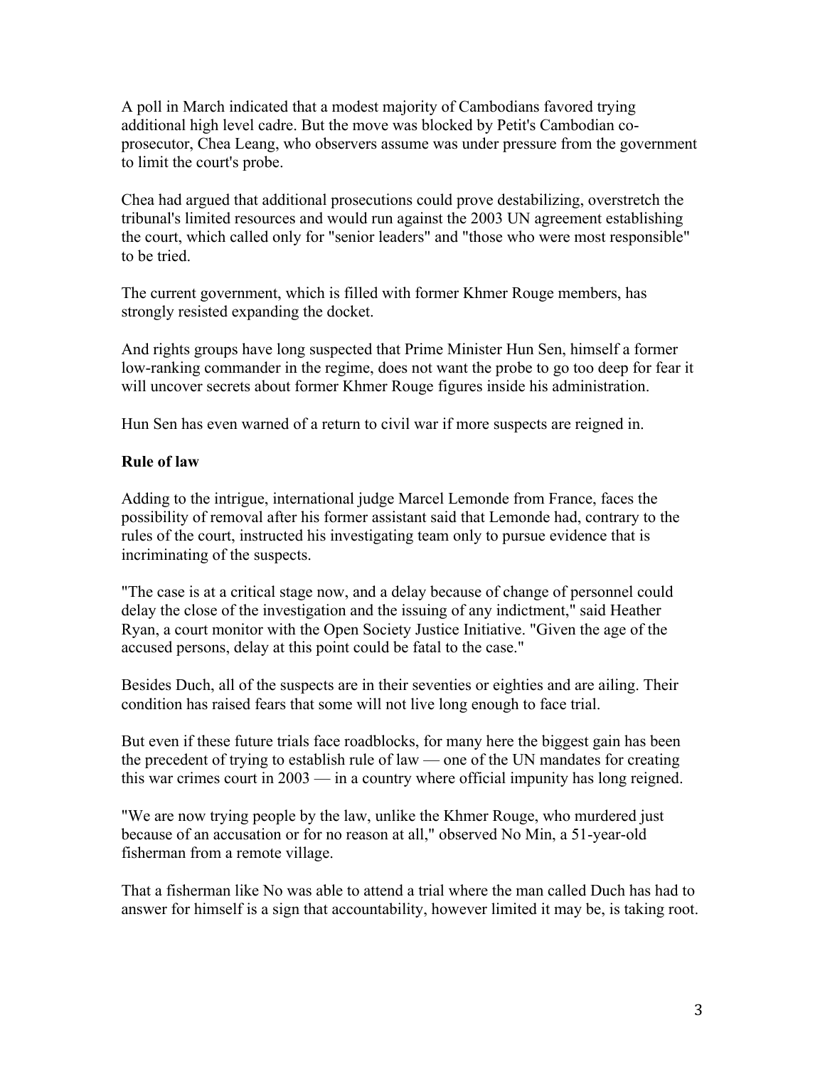A poll in March indicated that a modest majority of Cambodians favored trying additional high level cadre. But the move was blocked by Petit's Cambodian co-prosecutor, Chea Leang, who observers assume was under pressure from the government to limit the court's probe.

Chea had argued that additional prosecutions could prove destabilizing, overstretch the tribunal's limited resources and would run against the 2003 UN agreement establishing the court, which called only for "senior leaders" and "those who were most responsible" to be tried.

The current government, which is filled with former Khmer Rouge members, has strongly resisted expanding the docket.

And rights groups have long suspected that Prime Minister Hun Sen, himself a former low-ranking commander in the regime, does not want the probe to go too deep for fear it will uncover secrets about former Khmer Rouge figures inside his administration.

Hun Sen has even warned of a return to civil war if more suspects are reigned in.

**Rule of law**

Adding to the intrigue, international judge Marcel Lemonde from France, faces the possibility of removal after his former assistant said that Lemonde had, contrary to the rules of the court, instructed his investigating team only to pursue evidence that is incriminating of the suspects.

"The case is at a critical stage now, and a delay because of change of personnel could delay the close of the investigation and the issuing of any indictment," said Heather Ryan, a court monitor with the Open Society Justice Initiative. "Given the age of the accused persons, delay at this point could be fatal to the case."

Besides Duch, all of the suspects are in their seventies or eighties and are ailing. Their condition has raised fears that some will not live long enough to face trial.

But even if these future trials face roadblocks, for many here the biggest gain has been the precedent of trying to establish rule of law — one of the UN mandates for creating this war crimes court in 2003 — in a country where official impunity has long reigned.

"We are now trying people by the law, unlike the Khmer Rouge, who murdered just because of an accusation or for no reason at all," observed No Min, a 51-year-old fisherman from a remote village.

That a fisherman like No was able to attend a trial where the man called Duch has had to answer for himself is a sign that accountability, however limited it may be, is taking root.